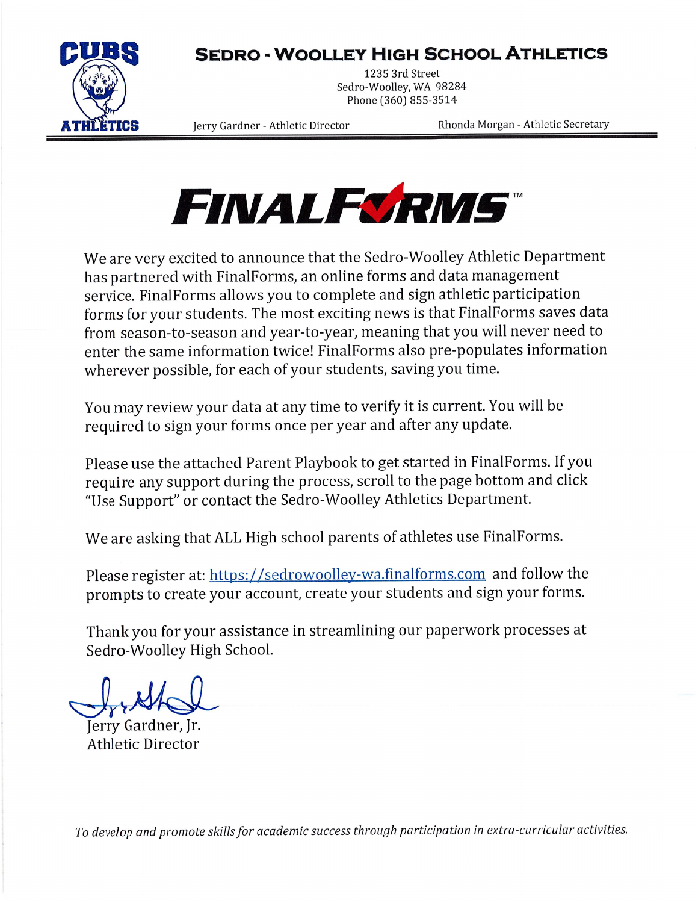# SEDRO - WOOLLEY HIGH SCHOOL ATHLETICS

1235 3rd Street
Sedro-Woolley, WA 98284
Phone (360) 855-3514

Jerry Gardner - Athletic Director | Rhonda Morgan - Athletic Secretary

## FINALFORMS™

We are very excited to announce that the Sedro-Woolley Athletic Department has partnered with FinalForms, an online forms and data management service. FinalForms allows you to complete and sign athletic participation forms for your students. The most exciting news is that FinalForms saves data from season-to-season and year-to-year, meaning that you will never need to enter the same information twice! FinalForms also pre-populates information wherever possible, for each of your students, saving you time.

You may review your data at any time to verify it is current. You will be required to sign your forms once per year and after any update.

Please use the attached Parent Playbook to get started in FinalForms. If you require any support during the process, scroll to the page bottom and click "Use Support" or contact the Sedro-Woolley Athletics Department.

We are asking that ALL High school parents of athletes use FinalForms.

Please register at: [https://sedrowoolley-wa.finalforms.com](https://sedrowoolley-wa.finalforms.com) and follow the prompts to create your account, create your students and sign your forms.

Thank you for your assistance in streamlining our paperwork processes at Sedro-Woolley High School.

Jerry Gardner, Jr.
Athletic Director

*To develop and promote skills for academic success through participation in extra-curricular activities.*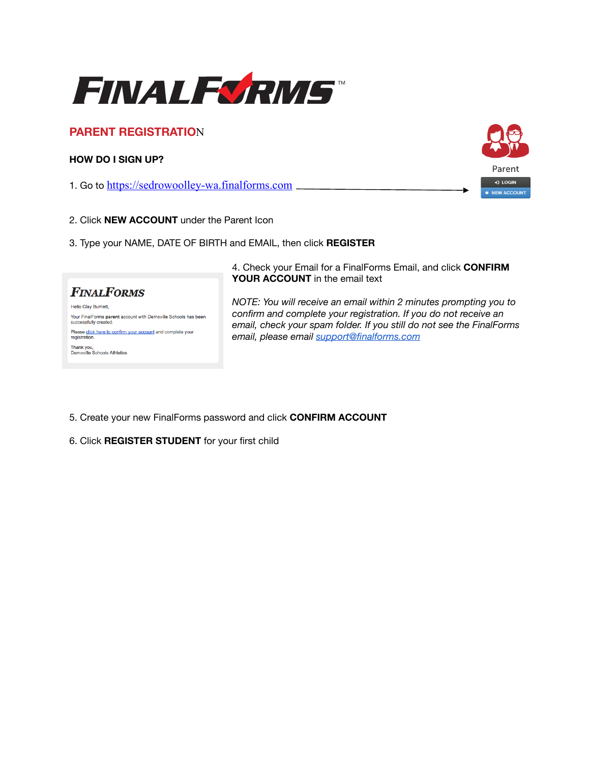# FINALFORMS™

## PARENT REGISTRATION

### HOW DO I SIGN UP?

1. Go to https://sedrowoolley-wa.finalforms.com

Parent

LOGIN

NEW ACCOUNT

2. Click **NEW ACCOUNT** under the Parent Icon

3. Type your NAME, DATE OF BIRTH and EMAIL, then click **REGISTER**

4. Check your Email for a FinalForms Email, and click **CONFIRM YOUR ACCOUNT** in the email text

*NOTE: You will receive an email within 2 minutes prompting you to confirm and complete your registration. If you do not receive an email, check your spam folder. If you still do not see the FinalForms email, please email support@finalforms.com*

> **FINALFORMS**
>
> Hello Clay Burnett,
>
> Your FinalForms **parent** account with Demoville Schools has been successfully created.
>
> Please click here to confirm your account and complete your registration.
>
> Thank you,
> Demoville Schools Athletics

5. Create your new FinalForms password and click **CONFIRM ACCOUNT**

6. Click **REGISTER STUDENT** for your first child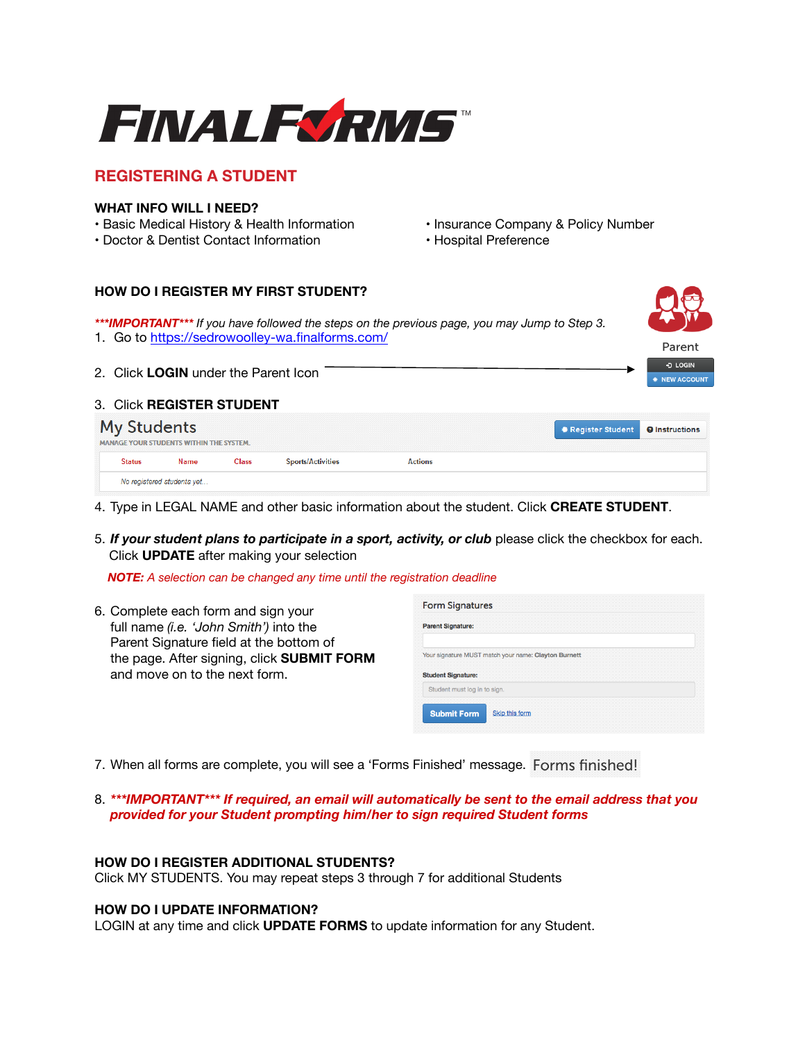# FINALFORMS™

## REGISTERING A STUDENT

**WHAT INFO WILL I NEED?**

- Basic Medical History & Health Information
- Doctor & Dentist Contact Information
- Insurance Company & Policy Number
- Hospital Preference

**HOW DO I REGISTER MY FIRST STUDENT?**

***\*\*\*IMPORTANT\*\*\**** *If you have followed the steps on the previous page, you may Jump to Step 3.*

1. Go to [https://sedrowoolley-wa.finalforms.com/](https://sedrowoolley-wa.finalforms.com/)
2. Click **LOGIN** under the Parent Icon

Parent

LOGIN

NEW ACCOUNT

3. Click **REGISTER STUDENT**

My Students

MANAGE YOUR STUDENTS WITHIN THE SYSTEM.

Register Student | Instructions

| Status | Name | Class | Sports/Activities | Actions |
|---|---|---|---|---|
| *No registered students yet...* | | | | |

4. Type in LEGAL NAME and other basic information about the student. Click **CREATE STUDENT**.
5. ***If your student plans to participate in a sport, activity, or club*** please click the checkbox for each. Click **UPDATE** after making your selection

   ***NOTE:*** *A selection can be changed any time until the registration deadline*

6. Complete each form and sign your full name *(i.e. 'John Smith')* into the Parent Signature field at the bottom of the page. After signing, click **SUBMIT FORM** and move on to the next form.

Form Signatures

Parent Signature:

Your signature MUST match your name: Clayton Burnett

Student Signature:

Student must log in to sign.

Submit Form | Skip this form

7. When all forms are complete, you will see a 'Forms Finished' message. Forms finished!
8. ***\*\*\*IMPORTANT\*\*\* If required, an email will automatically be sent to the email address that you provided for your Student prompting him/her to sign required Student forms***

**HOW DO I REGISTER ADDITIONAL STUDENTS?**

Click MY STUDENTS. You may repeat steps 3 through 7 for additional Students

**HOW DO I UPDATE INFORMATION?**

LOGIN at any time and click **UPDATE FORMS** to update information for any Student.